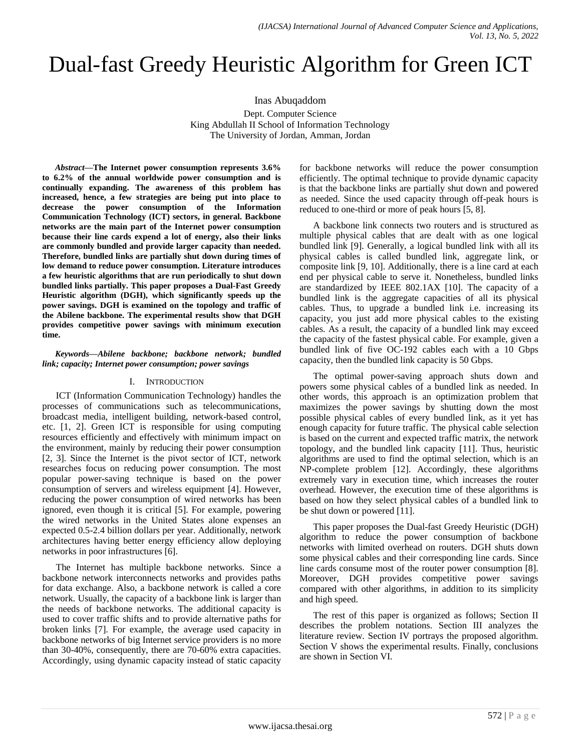# Dual-fast Greedy Heuristic Algorithm for Green ICT

Inas Abuqaddom

Dept. Computer Science
King Abdullah II School of Information Technology
The University of Jordan, Amman, Jordan

***Abstract*—The Internet power consumption represents 3.6% to 6.2% of the annual worldwide power consumption and is continually expanding. The awareness of this problem has increased, hence, a few strategies are being put into place to decrease the power consumption of the Information Communication Technology (ICT) sectors, in general. Backbone networks are the main part of the Internet power consumption because their line cards expend a lot of energy, also their links are commonly bundled and provide larger capacity than needed. Therefore, bundled links are partially shut down during times of low demand to reduce power consumption. Literature introduces a few heuristic algorithms that are run periodically to shut down bundled links partially. This paper proposes a Dual-Fast Greedy Heuristic algorithm (DGH), which significantly speeds up the power savings. DGH is examined on the topology and traffic of the Abilene backbone. The experimental results show that DGH provides competitive power savings with minimum execution time.**

***Keywords*—*Abilene backbone; backbone network; bundled link; capacity; Internet power consumption; power savings***

## I. Introduction

ICT (Information Communication Technology) handles the processes of communications such as telecommunications, broadcast media, intelligent building, network-based control, etc. [1, 2]. Green ICT is responsible for using computing resources efficiently and effectively with minimum impact on the environment, mainly by reducing their power consumption [2, 3]. Since the Internet is the pivot sector of ICT, network researches focus on reducing power consumption. The most popular power-saving technique is based on the power consumption of servers and wireless equipment [4]. However, reducing the power consumption of wired networks has been ignored, even though it is critical [5]. For example, powering the wired networks in the United States alone expenses an expected 0.5-2.4 billion dollars per year. Additionally, network architectures having better energy efficiency allow deploying networks in poor infrastructures [6].

The Internet has multiple backbone networks. Since a backbone network interconnects networks and provides paths for data exchange. Also, a backbone network is called a core network. Usually, the capacity of a backbone link is larger than the needs of backbone networks. The additional capacity is used to cover traffic shifts and to provide alternative paths for broken links [7]. For example, the average used capacity in backbone networks of big Internet service providers is no more than 30-40%, consequently, there are 70-60% extra capacities. Accordingly, using dynamic capacity instead of static capacity for backbone networks will reduce the power consumption efficiently. The optimal technique to provide dynamic capacity is that the backbone links are partially shut down and powered as needed. Since the used capacity through off-peak hours is reduced to one-third or more of peak hours [5, 8].

A backbone link connects two routers and is structured as multiple physical cables that are dealt with as one logical bundled link [9]. Generally, a logical bundled link with all its physical cables is called bundled link, aggregate link, or composite link [9, 10]. Additionally, there is a line card at each end per physical cable to serve it. Nonetheless, bundled links are standardized by IEEE 802.1AX [10]. The capacity of a bundled link is the aggregate capacities of all its physical cables. Thus, to upgrade a bundled link i.e. increasing its capacity, you just add more physical cables to the existing cables. As a result, the capacity of a bundled link may exceed the capacity of the fastest physical cable. For example, given a bundled link of five OC-192 cables each with a 10 Gbps capacity, then the bundled link capacity is 50 Gbps.

The optimal power-saving approach shuts down and powers some physical cables of a bundled link as needed. In other words, this approach is an optimization problem that maximizes the power savings by shutting down the most possible physical cables of every bundled link, as it yet has enough capacity for future traffic. The physical cable selection is based on the current and expected traffic matrix, the network topology, and the bundled link capacity [11]. Thus, heuristic algorithms are used to find the optimal selection, which is an NP-complete problem [12]. Accordingly, these algorithms extremely vary in execution time, which increases the router overhead. However, the execution time of these algorithms is based on how they select physical cables of a bundled link to be shut down or powered [11].

This paper proposes the Dual-fast Greedy Heuristic (DGH) algorithm to reduce the power consumption of backbone networks with limited overhead on routers. DGH shuts down some physical cables and their corresponding line cards. Since line cards consume most of the router power consumption [8]. Moreover, DGH provides competitive power savings compared with other algorithms, in addition to its simplicity and high speed.

The rest of this paper is organized as follows; Section II describes the problem notations. Section III analyzes the literature review. Section IV portrays the proposed algorithm. Section V shows the experimental results. Finally, conclusions are shown in Section VI.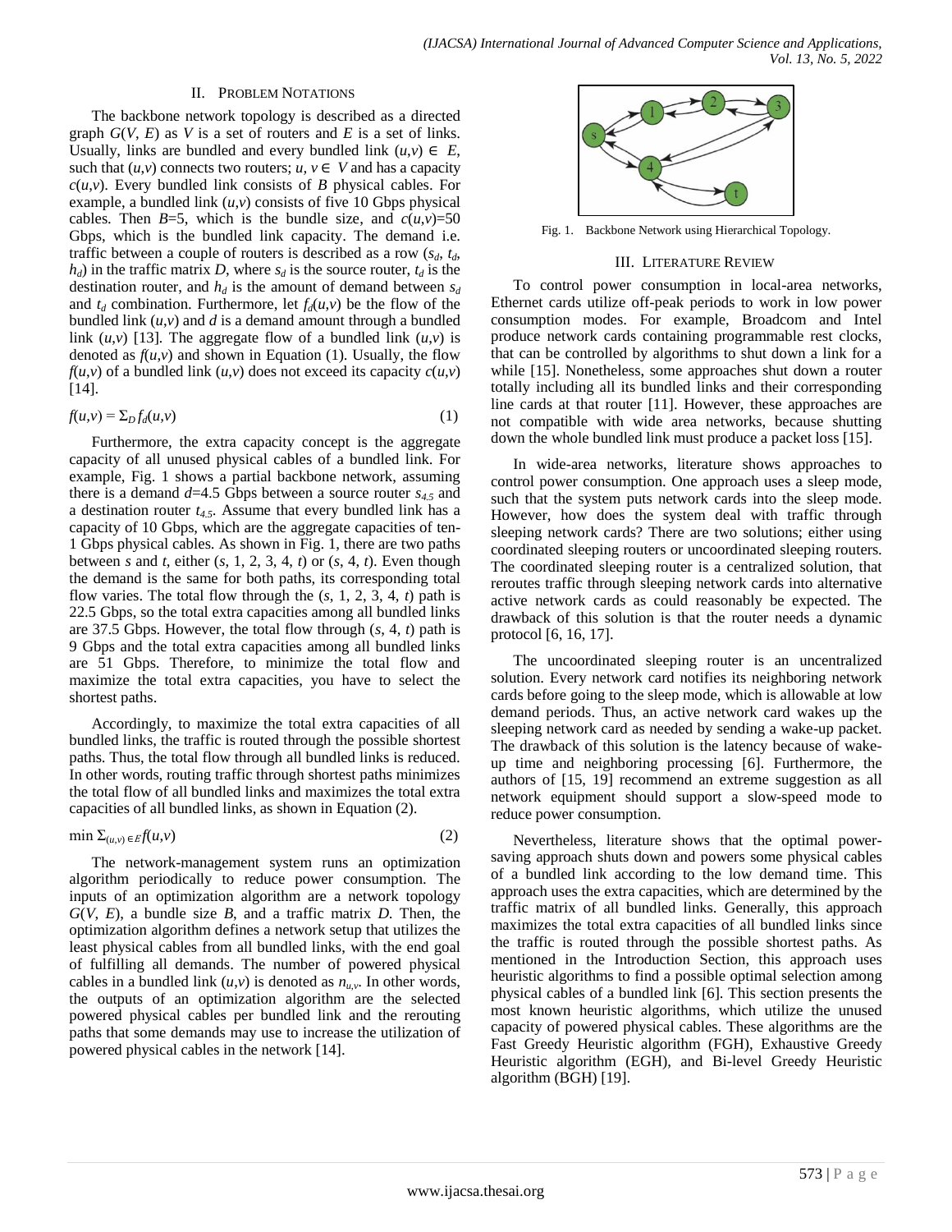## II. Problem Notations

The backbone network topology is described as a directed graph $G(V, E)$ as $V$ is a set of routers and $E$ is a set of links. Usually, links are bundled and every bundled link $(u,v) \in E$, such that $(u,v)$ connects two routers; $u, v \in V$ and has a capacity $c(u,v)$. Every bundled link consists of $B$ physical cables. For example, a bundled link $(u,v)$ consists of five 10 Gbps physical cables. Then $B$=5, which is the bundle size, and $c(u,v)$=50 Gbps, which is the bundled link capacity. The demand i.e. traffic between a couple of routers is described as a row $(s_d, t_d, h_d)$ in the traffic matrix $D$, where $s_d$ is the source router, $t_d$ is the destination router, and $h_d$ is the amount of demand between $s_d$ and $t_d$ combination. Furthermore, let $f_d(u,v)$ be the flow of the bundled link $(u,v)$ and $d$ is a demand amount through a bundled link $(u,v)$ [13]. The aggregate flow of a bundled link $(u,v)$ is denoted as $f(u,v)$ and shown in Equation (1). Usually, the flow $f(u,v)$ of a bundled link $(u,v)$ does not exceed its capacity $c(u,v)$ [14].

$$f(u,v) = \Sigma_D f_d(u,v) \tag{1}$$

Furthermore, the extra capacity concept is the aggregate capacity of all unused physical cables of a bundled link. For example, Fig. 1 shows a partial backbone network, assuming there is a demand $d$=4.5 Gbps between a source router $s_{4.5}$ and a destination router $t_{4.5}$. Assume that every bundled link has a capacity of 10 Gbps, which are the aggregate capacities of ten-1 Gbps physical cables. As shown in Fig. 1, there are two paths between $s$ and $t$, either ($s$, 1, 2, 3, 4, $t$) or ($s$, 4, $t$). Even though the demand is the same for both paths, its corresponding total flow varies. The total flow through the ($s$, 1, 2, 3, 4, $t$) path is 22.5 Gbps, so the total extra capacities among all bundled links are 37.5 Gbps. However, the total flow through ($s$, 4, $t$) path is 9 Gbps and the total extra capacities among all bundled links are 51 Gbps. Therefore, to minimize the total flow and maximize the total extra capacities, you have to select the shortest paths.

Accordingly, to maximize the total extra capacities of all bundled links, the traffic is routed through the possible shortest paths. Thus, the total flow through all bundled links is reduced. In other words, routing traffic through shortest paths minimizes the total flow of all bundled links and maximizes the total extra capacities of all bundled links, as shown in Equation (2).

$$\min \Sigma_{(u,v) \in E} f(u,v) \tag{2}$$

The network-management system runs an optimization algorithm periodically to reduce power consumption. The inputs of an optimization algorithm are a network topology $G(V, E)$, a bundle size $B$, and a traffic matrix $D$. Then, the optimization algorithm defines a network setup that utilizes the least physical cables from all bundled links, with the end goal of fulfilling all demands. The number of powered physical cables in a bundled link $(u,v)$ is denoted as $n_{u,v}$. In other words, the outputs of an optimization algorithm are the selected powered physical cables per bundled link and the rerouting paths that some demands may use to increase the utilization of powered physical cables in the network [14].

Fig. 1. Backbone Network using Hierarchical Topology.

## III. Literature Review

To control power consumption in local-area networks, Ethernet cards utilize off-peak periods to work in low power consumption modes. For example, Broadcom and Intel produce network cards containing programmable rest clocks, that can be controlled by algorithms to shut down a link for a while [15]. Nonetheless, some approaches shut down a router totally including all its bundled links and their corresponding line cards at that router [11]. However, these approaches are not compatible with wide area networks, because shutting down the whole bundled link must produce a packet loss [15].

In wide-area networks, literature shows approaches to control power consumption. One approach uses a sleep mode, such that the system puts network cards into the sleep mode. However, how does the system deal with traffic through sleeping network cards? There are two solutions; either using coordinated sleeping routers or uncoordinated sleeping routers. The coordinated sleeping router is a centralized solution, that reroutes traffic through sleeping network cards into alternative active network cards as could reasonably be expected. The drawback of this solution is that the router needs a dynamic protocol [6, 16, 17].

The uncoordinated sleeping router is an uncentralized solution. Every network card notifies its neighboring network cards before going to the sleep mode, which is allowable at low demand periods. Thus, an active network card wakes up the sleeping network card as needed by sending a wake-up packet. The drawback of this solution is the latency because of wake-up time and neighboring processing [6]. Furthermore, the authors of [15, 19] recommend an extreme suggestion as all network equipment should support a slow-speed mode to reduce power consumption.

Nevertheless, literature shows that the optimal power-saving approach shuts down and powers some physical cables of a bundled link according to the low demand time. This approach uses the extra capacities, which are determined by the traffic matrix of all bundled links. Generally, this approach maximizes the total extra capacities of all bundled links since the traffic is routed through the possible shortest paths. As mentioned in the Introduction Section, this approach uses heuristic algorithms to find a possible optimal selection among physical cables of a bundled link [6]. This section presents the most known heuristic algorithms, which utilize the unused capacity of powered physical cables. These algorithms are the Fast Greedy Heuristic algorithm (FGH), Exhaustive Greedy Heuristic algorithm (EGH), and Bi-level Greedy Heuristic algorithm (BGH) [19].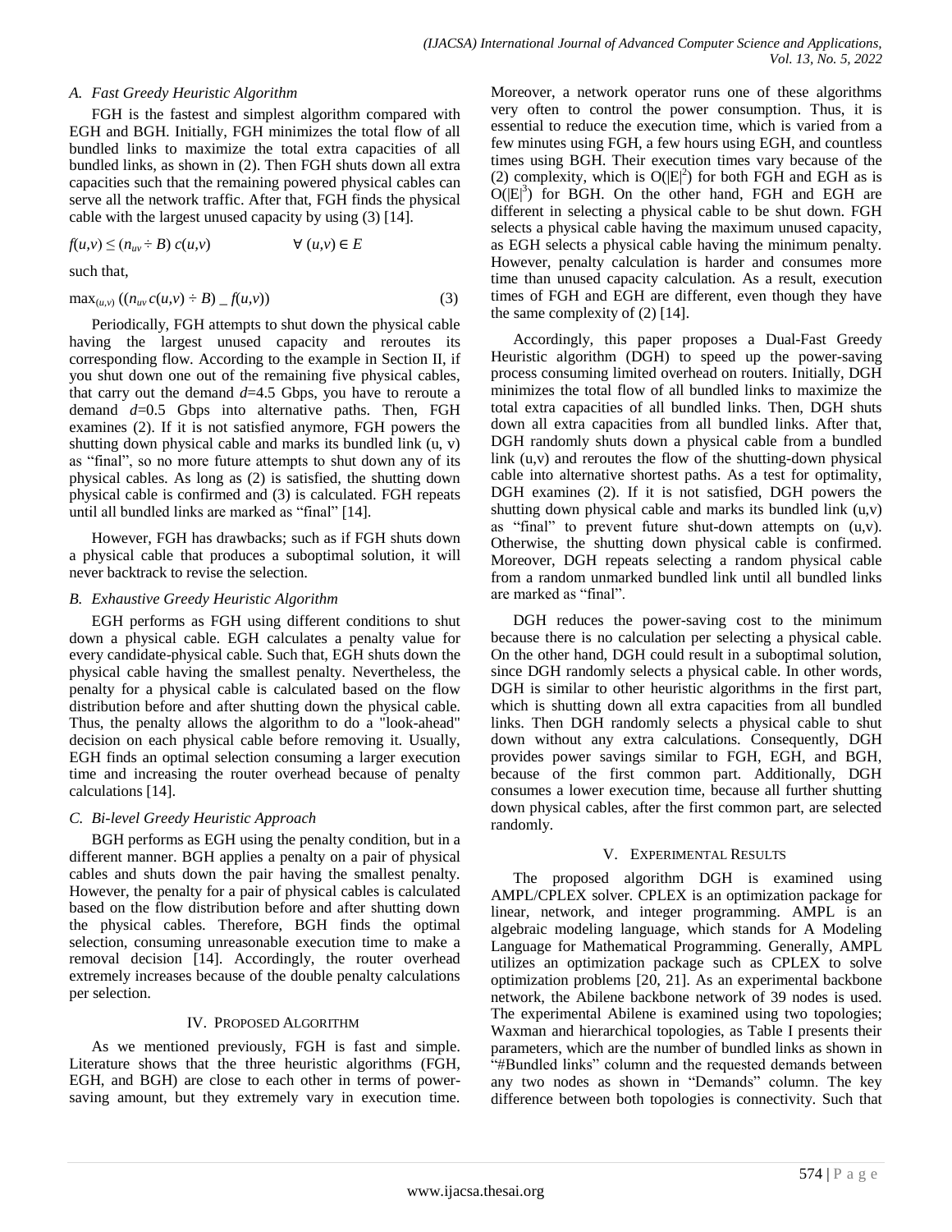### A. Fast Greedy Heuristic Algorithm

FGH is the fastest and simplest algorithm compared with EGH and BGH. Initially, FGH minimizes the total flow of all bundled links to maximize the total extra capacities of all bundled links, as shown in (2). Then FGH shuts down all extra capacities such that the remaining powered physical cables can serve all the network traffic. After that, FGH finds the physical cable with the largest unused capacity by using (3) [14].

$$f(u,v) \leq (n_{uv} \div B)\, c(u,v) \qquad \forall\, (u,v) \in E$$

such that,

$$\max_{(u,v)} ((n_{uv}\, c(u,v) \div B) \_ f(u,v)) \tag{3}$$

Periodically, FGH attempts to shut down the physical cable having the largest unused capacity and reroutes its corresponding flow. According to the example in Section II, if you shut down one out of the remaining five physical cables, that carry out the demand $d$=4.5 Gbps, you have to reroute a demand $d$=0.5 Gbps into alternative paths. Then, FGH examines (2). If it is not satisfied anymore, FGH powers the shutting down physical cable and marks its bundled link (u, v) as "final", so no more future attempts to shut down any of its physical cables. As long as (2) is satisfied, the shutting down physical cable is confirmed and (3) is calculated. FGH repeats until all bundled links are marked as "final" [14].

However, FGH has drawbacks; such as if FGH shuts down a physical cable that produces a suboptimal solution, it will never backtrack to revise the selection.

### B. Exhaustive Greedy Heuristic Algorithm

EGH performs as FGH using different conditions to shut down a physical cable. EGH calculates a penalty value for every candidate-physical cable. Such that, EGH shuts down the physical cable having the smallest penalty. Nevertheless, the penalty for a physical cable is calculated based on the flow distribution before and after shutting down the physical cable. Thus, the penalty allows the algorithm to do a "look-ahead" decision on each physical cable before removing it. Usually, EGH finds an optimal selection consuming a larger execution time and increasing the router overhead because of penalty calculations [14].

### C. Bi-level Greedy Heuristic Approach

BGH performs as EGH using the penalty condition, but in a different manner. BGH applies a penalty on a pair of physical cables and shuts down the pair having the smallest penalty. However, the penalty for a pair of physical cables is calculated based on the flow distribution before and after shutting down the physical cables. Therefore, BGH finds the optimal selection, consuming unreasonable execution time to make a removal decision [14]. Accordingly, the router overhead extremely increases because of the double penalty calculations per selection.

## IV. Proposed Algorithm

As we mentioned previously, FGH is fast and simple. Literature shows that the three heuristic algorithms (FGH, EGH, and BGH) are close to each other in terms of power-saving amount, but they extremely vary in execution time. Moreover, a network operator runs one of these algorithms very often to control the power consumption. Thus, it is essential to reduce the execution time, which is varied from a few minutes using FGH, a few hours using EGH, and countless times using BGH. Their execution times vary because of the (2) complexity, which is $O(|E|^2)$ for both FGH and EGH as is $O(|E|^3)$ for BGH. On the other hand, FGH and EGH are different in selecting a physical cable to be shut down. FGH selects a physical cable having the maximum unused capacity, as EGH selects a physical cable having the minimum penalty. However, penalty calculation is harder and consumes more time than unused capacity calculation. As a result, execution times of FGH and EGH are different, even though they have the same complexity of (2) [14].

Accordingly, this paper proposes a Dual-Fast Greedy Heuristic algorithm (DGH) to speed up the power-saving process consuming limited overhead on routers. Initially, DGH minimizes the total flow of all bundled links to maximize the total extra capacities of all bundled links. Then, DGH shuts down all extra capacities from all bundled links. After that, DGH randomly shuts down a physical cable from a bundled link (u,v) and reroutes the flow of the shutting-down physical cable into alternative shortest paths. As a test for optimality, DGH examines (2). If it is not satisfied, DGH powers the shutting down physical cable and marks its bundled link (u,v) as "final" to prevent future shut-down attempts on (u,v). Otherwise, the shutting down physical cable is confirmed. Moreover, DGH repeats selecting a random physical cable from a random unmarked bundled link until all bundled links are marked as "final".

DGH reduces the power-saving cost to the minimum because there is no calculation per selecting a physical cable. On the other hand, DGH could result in a suboptimal solution, since DGH randomly selects a physical cable. In other words, DGH is similar to other heuristic algorithms in the first part, which is shutting down all extra capacities from all bundled links. Then DGH randomly selects a physical cable to shut down without any extra calculations. Consequently, DGH provides power savings similar to FGH, EGH, and BGH, because of the first common part. Additionally, DGH consumes a lower execution time, because all further shutting down physical cables, after the first common part, are selected randomly.

## V. Experimental Results

The proposed algorithm DGH is examined using AMPL/CPLEX solver. CPLEX is an optimization package for linear, network, and integer programming. AMPL is an algebraic modeling language, which stands for A Modeling Language for Mathematical Programming. Generally, AMPL utilizes an optimization package such as CPLEX to solve optimization problems [20, 21]. As an experimental backbone network, the Abilene backbone network of 39 nodes is used. The experimental Abilene is examined using two topologies; Waxman and hierarchical topologies, as Table I presents their parameters, which are the number of bundled links as shown in "#Bundled links" column and the requested demands between any two nodes as shown in "Demands" column. The key difference between both topologies is connectivity. Such that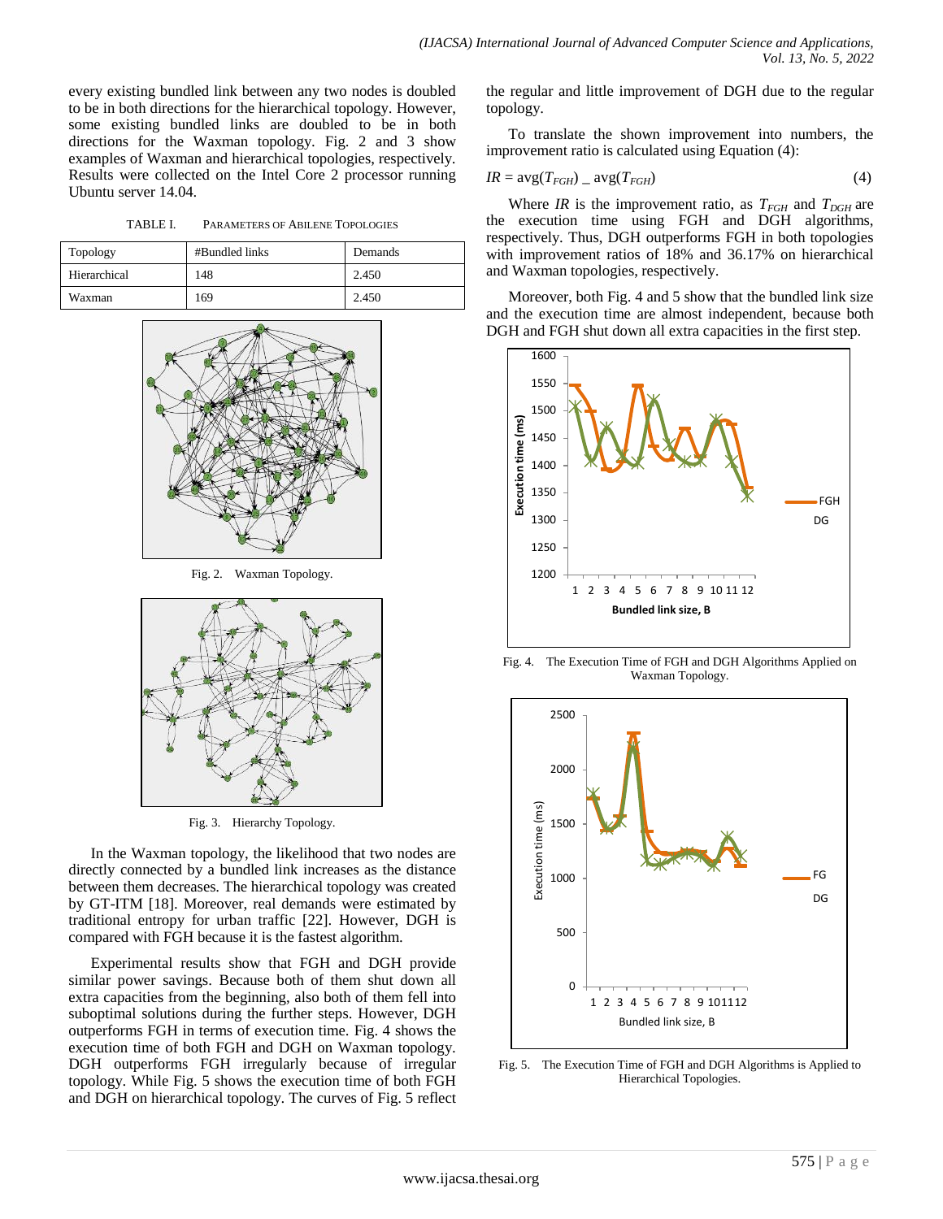every existing bundled link between any two nodes is doubled to be in both directions for the hierarchical topology. However, some existing bundled links are doubled to be in both directions for the Waxman topology. Fig. 2 and 3 show examples of Waxman and hierarchical topologies, respectively. Results were collected on the Intel Core 2 processor running Ubuntu server 14.04.

TABLE I. PARAMETERS OF ABILENE TOPOLOGIES

| Topology | #Bundled links | Demands |
|---|---|---|
| Hierarchical | 148 | 2.450 |
| Waxman | 169 | 2.450 |

Fig. 2. Waxman Topology.

Fig. 3. Hierarchy Topology.

In the Waxman topology, the likelihood that two nodes are directly connected by a bundled link increases as the distance between them decreases. The hierarchical topology was created by GT-ITM [18]. Moreover, real demands were estimated by traditional entropy for urban traffic [22]. However, DGH is compared with FGH because it is the fastest algorithm.

Experimental results show that FGH and DGH provide similar power savings. Because both of them shut down all extra capacities from the beginning, also both of them fell into suboptimal solutions during the further steps. However, DGH outperforms FGH in terms of execution time. Fig. 4 shows the execution time of both FGH and DGH on Waxman topology. DGH outperforms FGH irregularly because of irregular topology. While Fig. 5 shows the execution time of both FGH and DGH on hierarchical topology. The curves of Fig. 5 reflect the regular and little improvement of DGH due to the regular topology.

To translate the shown improvement into numbers, the improvement ratio is calculated using Equation (4):

$$IR = \text{avg}(T_{FGH}) \_ \text{avg}(T_{FGH}) \quad (4)$$

Where $IR$ is the improvement ratio, as $T_{FGH}$ and $T_{DGH}$ are the execution time using FGH and DGH algorithms, respectively. Thus, DGH outperforms FGH in both topologies with improvement ratios of 18% and 36.17% on hierarchical and Waxman topologies, respectively.

Moreover, both Fig. 4 and 5 show that the bundled link size and the execution time are almost independent, because both DGH and FGH shut down all extra capacities in the first step.

Fig. 4. The Execution Time of FGH and DGH Algorithms Applied on Waxman Topology.

Fig. 5. The Execution Time of FGH and DGH Algorithms is Applied to Hierarchical Topologies.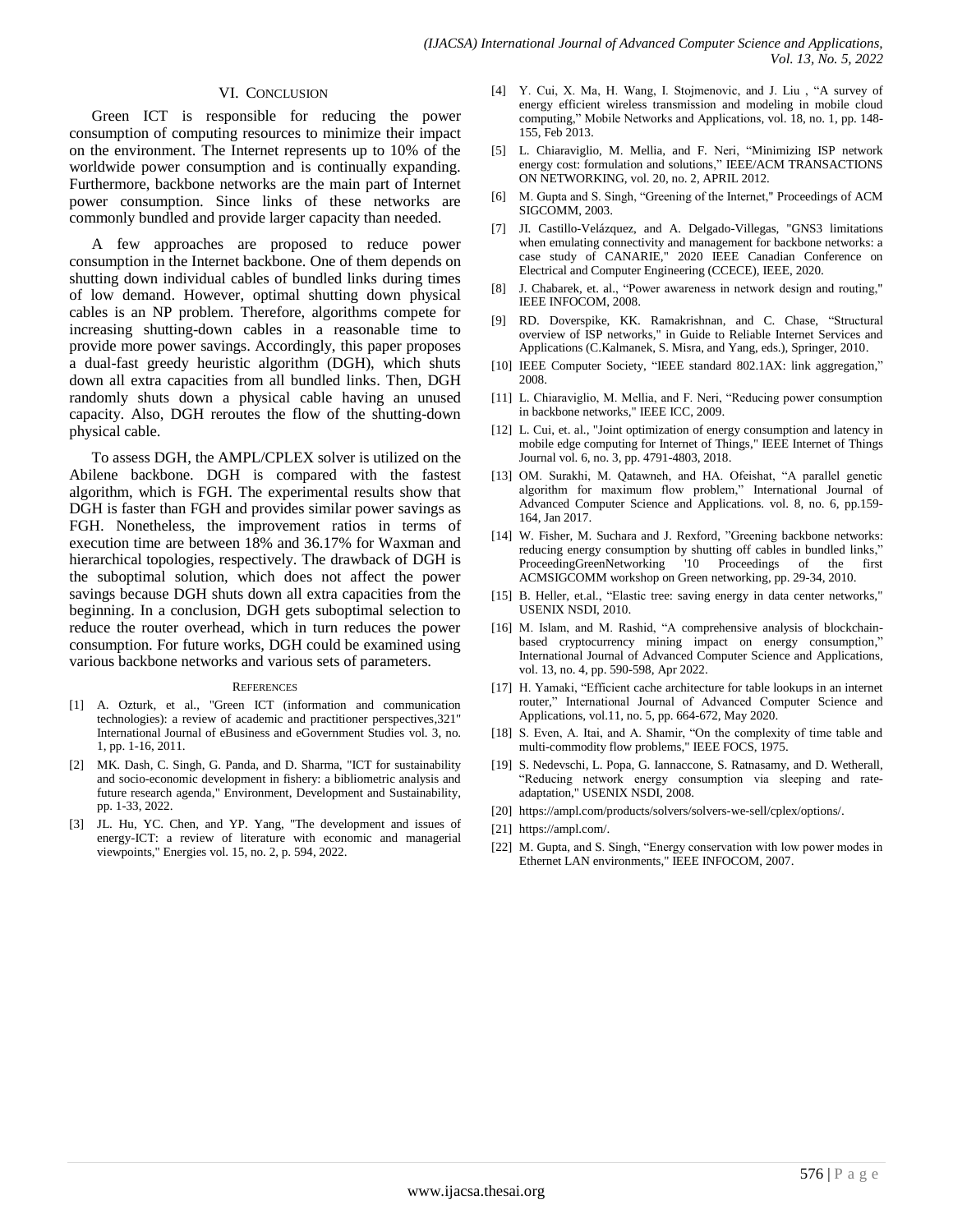## VI. Conclusion

Green ICT is responsible for reducing the power consumption of computing resources to minimize their impact on the environment. The Internet represents up to 10% of the worldwide power consumption and is continually expanding. Furthermore, backbone networks are the main part of Internet power consumption. Since links of these networks are commonly bundled and provide larger capacity than needed.

A few approaches are proposed to reduce power consumption in the Internet backbone. One of them depends on shutting down individual cables of bundled links during times of low demand. However, optimal shutting down physical cables is an NP problem. Therefore, algorithms compete for increasing shutting-down cables in a reasonable time to provide more power savings. Accordingly, this paper proposes a dual-fast greedy heuristic algorithm (DGH), which shuts down all extra capacities from all bundled links. Then, DGH randomly shuts down a physical cable having an unused capacity. Also, DGH reroutes the flow of the shutting-down physical cable.

To assess DGH, the AMPL/CPLEX solver is utilized on the Abilene backbone. DGH is compared with the fastest algorithm, which is FGH. The experimental results show that DGH is faster than FGH and provides similar power savings as FGH. Nonetheless, the improvement ratios in terms of execution time are between 18% and 36.17% for Waxman and hierarchical topologies, respectively. The drawback of DGH is the suboptimal solution, which does not affect the power savings because DGH shuts down all extra capacities from the beginning. In a conclusion, DGH gets suboptimal selection to reduce the router overhead, which in turn reduces the power consumption. For future works, DGH could be examined using various backbone networks and various sets of parameters.

## References

[1] A. Ozturk, et al., "Green ICT (information and communication technologies): a review of academic and practitioner perspectives,321" International Journal of eBusiness and eGovernment Studies vol. 3, no. 1, pp. 1-16, 2011.

[2] MK. Dash, C. Singh, G. Panda, and D. Sharma, "ICT for sustainability and socio-economic development in fishery: a bibliometric analysis and future research agenda," Environment, Development and Sustainability, pp. 1-33, 2022.

[3] JL. Hu, YC. Chen, and YP. Yang, "The development and issues of energy-ICT: a review of literature with economic and managerial viewpoints," Energies vol. 15, no. 2, p. 594, 2022.

[4] Y. Cui, X. Ma, H. Wang, I. Stojmenovic, and J. Liu , "A survey of energy efficient wireless transmission and modeling in mobile cloud computing," Mobile Networks and Applications, vol. 18, no. 1, pp. 148-155, Feb 2013.

[5] L. Chiaraviglio, M. Mellia, and F. Neri, "Minimizing ISP network energy cost: formulation and solutions," IEEE/ACM TRANSACTIONS ON NETWORKING, vol. 20, no. 2, APRIL 2012.

[6] M. Gupta and S. Singh, "Greening of the Internet," Proceedings of ACM SIGCOMM, 2003.

[7] JI. Castillo-Velázquez, and A. Delgado-Villegas, "GNS3 limitations when emulating connectivity and management for backbone networks: a case study of CANARIE," 2020 IEEE Canadian Conference on Electrical and Computer Engineering (CCECE), IEEE, 2020.

[8] J. Chabarek, et. al., "Power awareness in network design and routing," IEEE INFOCOM, 2008.

[9] RD. Doverspike, KK. Ramakrishnan, and C. Chase, "Structural overview of ISP networks," in Guide to Reliable Internet Services and Applications (C.Kalmanek, S. Misra, and Yang, eds.), Springer, 2010.

[10] IEEE Computer Society, "IEEE standard 802.1AX: link aggregation," 2008.

[11] L. Chiaraviglio, M. Mellia, and F. Neri, "Reducing power consumption in backbone networks," IEEE ICC, 2009.

[12] L. Cui, et. al., "Joint optimization of energy consumption and latency in mobile edge computing for Internet of Things," IEEE Internet of Things Journal vol. 6, no. 3, pp. 4791-4803, 2018.

[13] OM. Surakhi, M. Qatawneh, and HA. Ofeishat, "A parallel genetic algorithm for maximum flow problem," International Journal of Advanced Computer Science and Applications. vol. 8, no. 6, pp.159-164, Jan 2017.

[14] W. Fisher, M. Suchara and J. Rexford, "Greening backbone networks: reducing energy consumption by shutting off cables in bundled links," ProceedingGreenNetworking '10 Proceedings of the first ACMSIGCOMM workshop on Green networking, pp. 29-34, 2010.

[15] B. Heller, et.al., "Elastic tree: saving energy in data center networks," USENIX NSDI, 2010.

[16] M. Islam, and M. Rashid, "A comprehensive analysis of blockchain-based cryptocurrency mining impact on energy consumption," International Journal of Advanced Computer Science and Applications, vol. 13, no. 4, pp. 590-598, Apr 2022.

[17] H. Yamaki, "Efficient cache architecture for table lookups in an internet router," International Journal of Advanced Computer Science and Applications, vol.11, no. 5, pp. 664-672, May 2020.

[18] S. Even, A. Itai, and A. Shamir, "On the complexity of time table and multi-commodity flow problems," IEEE FOCS, 1975.

[19] S. Nedevschi, L. Popa, G. Iannaccone, S. Ratnasamy, and D. Wetherall, "Reducing network energy consumption via sleeping and rate-adaptation," USENIX NSDI, 2008.

[20] https://ampl.com/products/solvers/solvers-we-sell/cplex/options/.

[21] https://ampl.com/.

[22] M. Gupta, and S. Singh, "Energy conservation with low power modes in Ethernet LAN environments," IEEE INFOCOM, 2007.